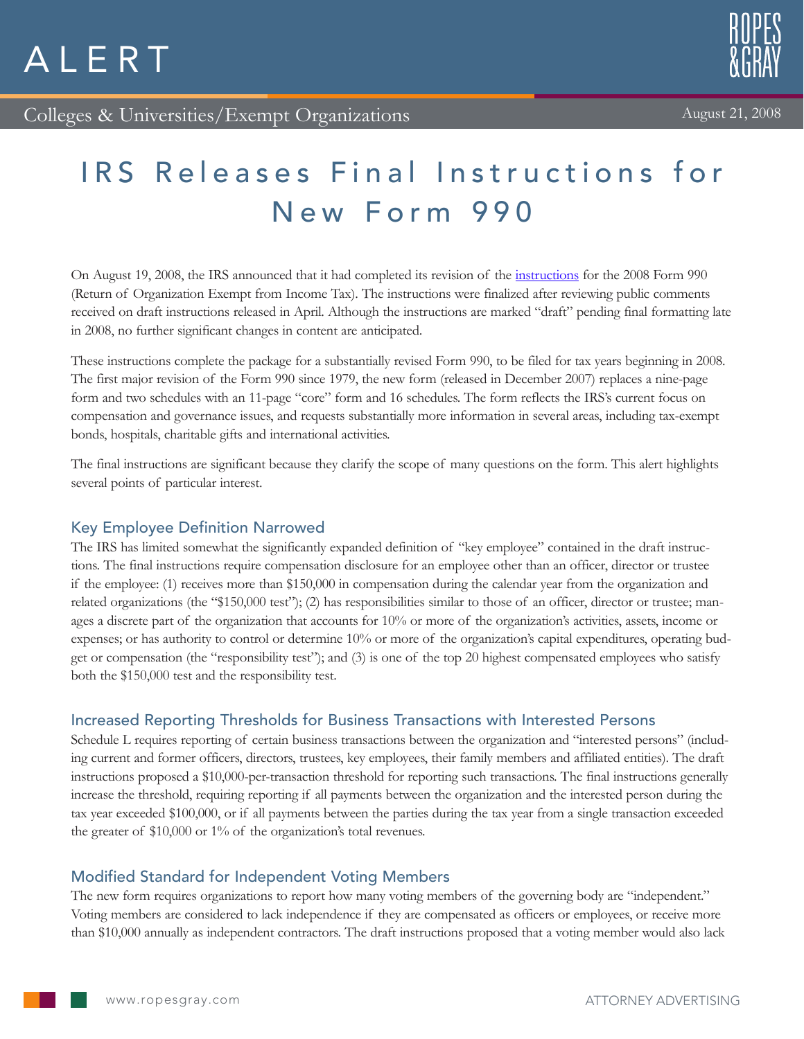# ALERT

Colleges & Universities/Exempt Organizations

August 21, 2008

## IRS Releases Final Instructions for New Form 990

On August 19, 2008, the IRS announced that it had completed its revision of the instructions for the 2008 Form 990 (Return of Organization Exempt from Income Tax). The instructions were finalized after reviewing public comments received on draft instructions released in April. Although the instructions are marked "draft" pending final formatting late in 2008, no further significant changes in content are anticipated.

These instructions complete the package for a substantially revised Form 990, to be filed for tax years beginning in 2008. The first major revision of the Form 990 since 1979, the new form (released in December 2007) replaces a nine-page form and two schedules with an 11-page "core" form and 16 schedules. The form reflects the IRS's current focus on compensation and governance issues, and requests substantially more information in several areas, including tax-exempt bonds, hospitals, charitable gifts and international activities.

The final instructions are significant because they clarify the scope of many questions on the form. This alert highlights several points of particular interest.

### Key Employee Definition Narrowed

The IRS has limited somewhat the significantly expanded definition of "key employee" contained in the draft instructions. The final instructions require compensation disclosure for an employee other than an officer, director or trustee if the employee: (1) receives more than $150,000 in compensation during the calendar year from the organization and related organizations (the "$150,000 test"); (2) has responsibilities similar to those of an officer, director or trustee; manages a discrete part of the organization that accounts for 10% or more of the organization's activities, assets, income or expenses; or has authority to control or determine 10% or more of the organization's capital expenditures, operating budget or compensation (the "responsibility test"); and (3) is one of the top 20 highest compensated employees who satisfy both the $150,000 test and the responsibility test.

### Increased Reporting Thresholds for Business Transactions with Interested Persons

Schedule L requires reporting of certain business transactions between the organization and "interested persons" (including current and former officers, directors, trustees, key employees, their family members and affiliated entities). The draft instructions proposed a $10,000-per-transaction threshold for reporting such transactions. The final instructions generally increase the threshold, requiring reporting if all payments between the organization and the interested person during the tax year exceeded $100,000, or if all payments between the parties during the tax year from a single transaction exceeded the greater of $10,000 or 1% of the organization's total revenues.

### Modified Standard for Independent Voting Members

The new form requires organizations to report how many voting members of the governing body are "independent." Voting members are considered to lack independence if they are compensated as officers or employees, or receive more than $10,000 annually as independent contractors. The draft instructions proposed that a voting member would also lack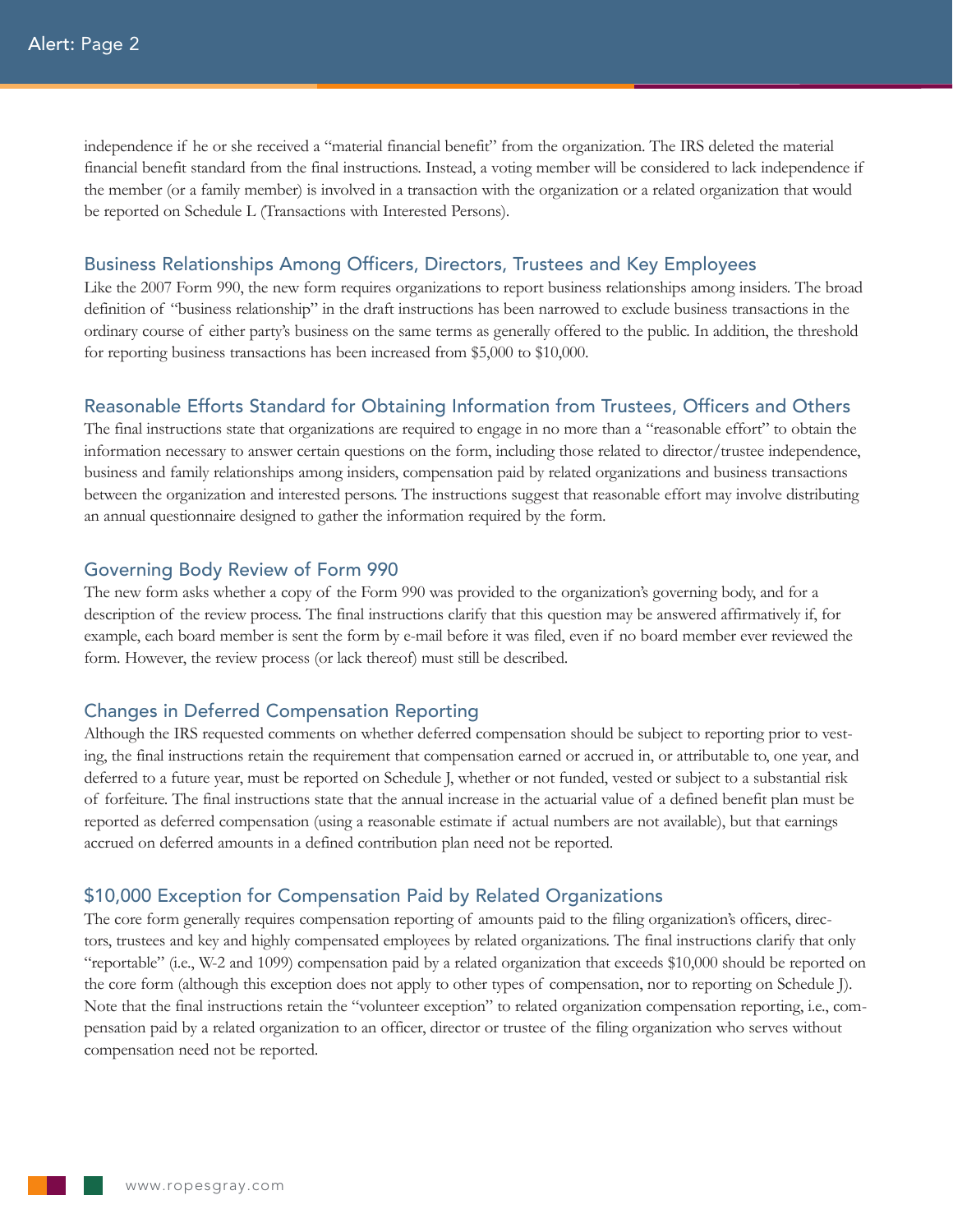independence if he or she received a "material financial benefit" from the organization. The IRS deleted the material financial benefit standard from the final instructions. Instead, a voting member will be considered to lack independence if the member (or a family member) is involved in a transaction with the organization or a related organization that would be reported on Schedule L (Transactions with Interested Persons).

## Business Relationships Among Officers, Directors, Trustees and Key Employees

Like the 2007 Form 990, the new form requires organizations to report business relationships among insiders. The broad definition of "business relationship" in the draft instructions has been narrowed to exclude business transactions in the ordinary course of either party's business on the same terms as generally offered to the public. In addition, the threshold for reporting business transactions has been increased from $5,000 to $10,000.

## Reasonable Efforts Standard for Obtaining Information from Trustees, Officers and Others

The final instructions state that organizations are required to engage in no more than a "reasonable effort" to obtain the information necessary to answer certain questions on the form, including those related to director/trustee independence, business and family relationships among insiders, compensation paid by related organizations and business transactions between the organization and interested persons. The instructions suggest that reasonable effort may involve distributing an annual questionnaire designed to gather the information required by the form.

## Governing Body Review of Form 990

The new form asks whether a copy of the Form 990 was provided to the organization's governing body, and for a description of the review process. The final instructions clarify that this question may be answered affirmatively if, for example, each board member is sent the form by e-mail before it was filed, even if no board member ever reviewed the form. However, the review process (or lack thereof) must still be described.

## Changes in Deferred Compensation Reporting

Although the IRS requested comments on whether deferred compensation should be subject to reporting prior to vesting, the final instructions retain the requirement that compensation earned or accrued in, or attributable to, one year, and deferred to a future year, must be reported on Schedule J, whether or not funded, vested or subject to a substantial risk of forfeiture. The final instructions state that the annual increase in the actuarial value of a defined benefit plan must be reported as deferred compensation (using a reasonable estimate if actual numbers are not available), but that earnings accrued on deferred amounts in a defined contribution plan need not be reported.

## $10,000 Exception for Compensation Paid by Related Organizations

The core form generally requires compensation reporting of amounts paid to the filing organization's officers, directors, trustees and key and highly compensated employees by related organizations. The final instructions clarify that only "reportable" (i.e., W-2 and 1099) compensation paid by a related organization that exceeds $10,000 should be reported on the core form (although this exception does not apply to other types of compensation, nor to reporting on Schedule J). Note that the final instructions retain the "volunteer exception" to related organization compensation reporting, i.e., compensation paid by a related organization to an officer, director or trustee of the filing organization who serves without compensation need not be reported.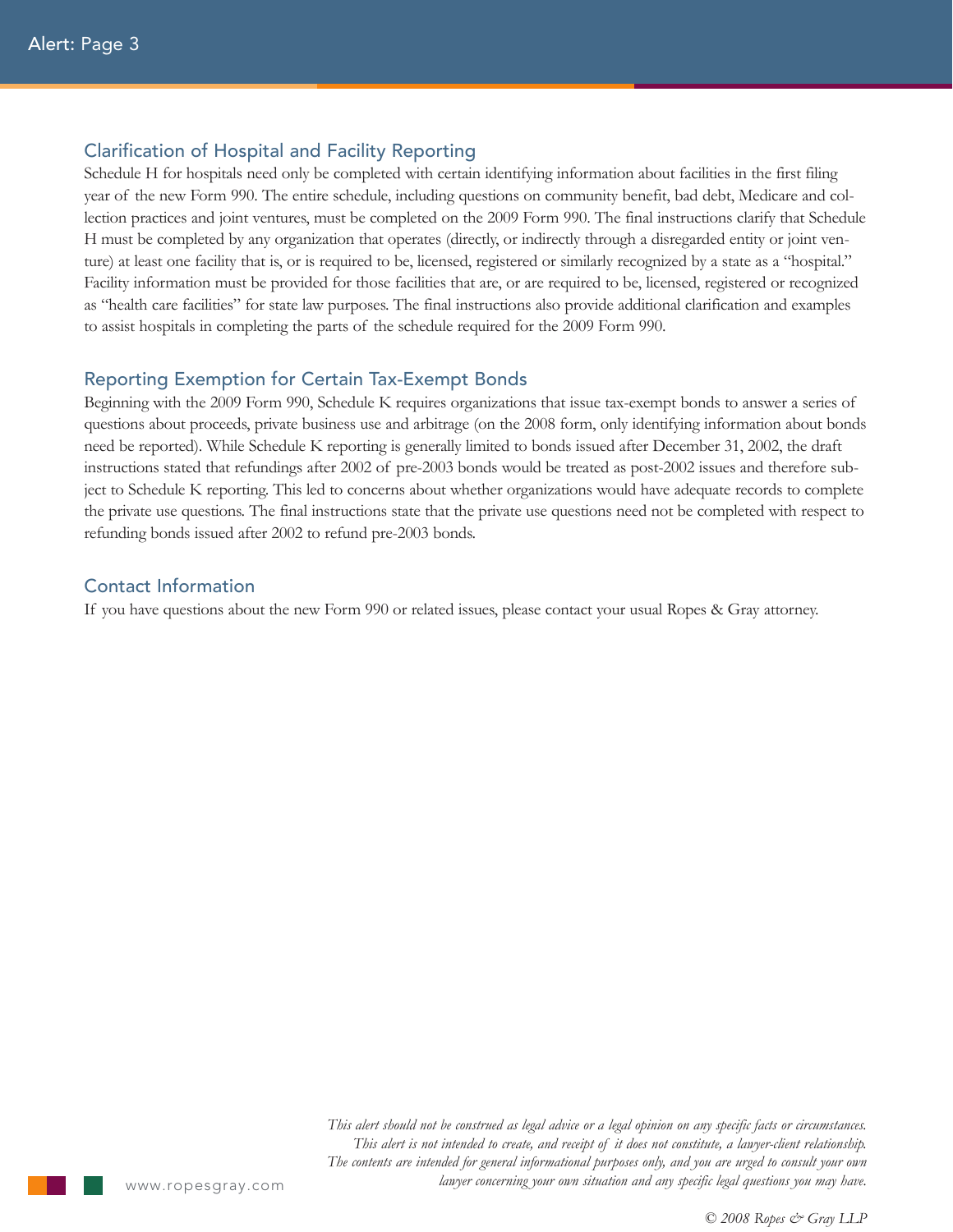## Clarification of Hospital and Facility Reporting

Schedule H for hospitals need only be completed with certain identifying information about facilities in the first filing year of the new Form 990. The entire schedule, including questions on community benefit, bad debt, Medicare and collection practices and joint ventures, must be completed on the 2009 Form 990. The final instructions clarify that Schedule H must be completed by any organization that operates (directly, or indirectly through a disregarded entity or joint venture) at least one facility that is, or is required to be, licensed, registered or similarly recognized by a state as a "hospital." Facility information must be provided for those facilities that are, or are required to be, licensed, registered or recognized as "health care facilities" for state law purposes. The final instructions also provide additional clarification and examples to assist hospitals in completing the parts of the schedule required for the 2009 Form 990.

## Reporting Exemption for Certain Tax-Exempt Bonds

Beginning with the 2009 Form 990, Schedule K requires organizations that issue tax-exempt bonds to answer a series of questions about proceeds, private business use and arbitrage (on the 2008 form, only identifying information about bonds need be reported). While Schedule K reporting is generally limited to bonds issued after December 31, 2002, the draft instructions stated that refundings after 2002 of pre-2003 bonds would be treated as post-2002 issues and therefore subject to Schedule K reporting. This led to concerns about whether organizations would have adequate records to complete the private use questions. The final instructions state that the private use questions need not be completed with respect to refunding bonds issued after 2002 to refund pre-2003 bonds.

## Contact Information

If you have questions about the new Form 990 or related issues, please contact your usual Ropes & Gray attorney.

*This alert should not be construed as legal advice or a legal opinion on any specific facts or circumstances. This alert is not intended to create, and receipt of it does not constitute, a lawyer-client relationship. The contents are intended for general informational purposes only, and you are urged to consult your own lawyer concerning your own situation and any specific legal questions you may have.*

www.ropesgray.com

*© 2008 Ropes & Gray LLP*